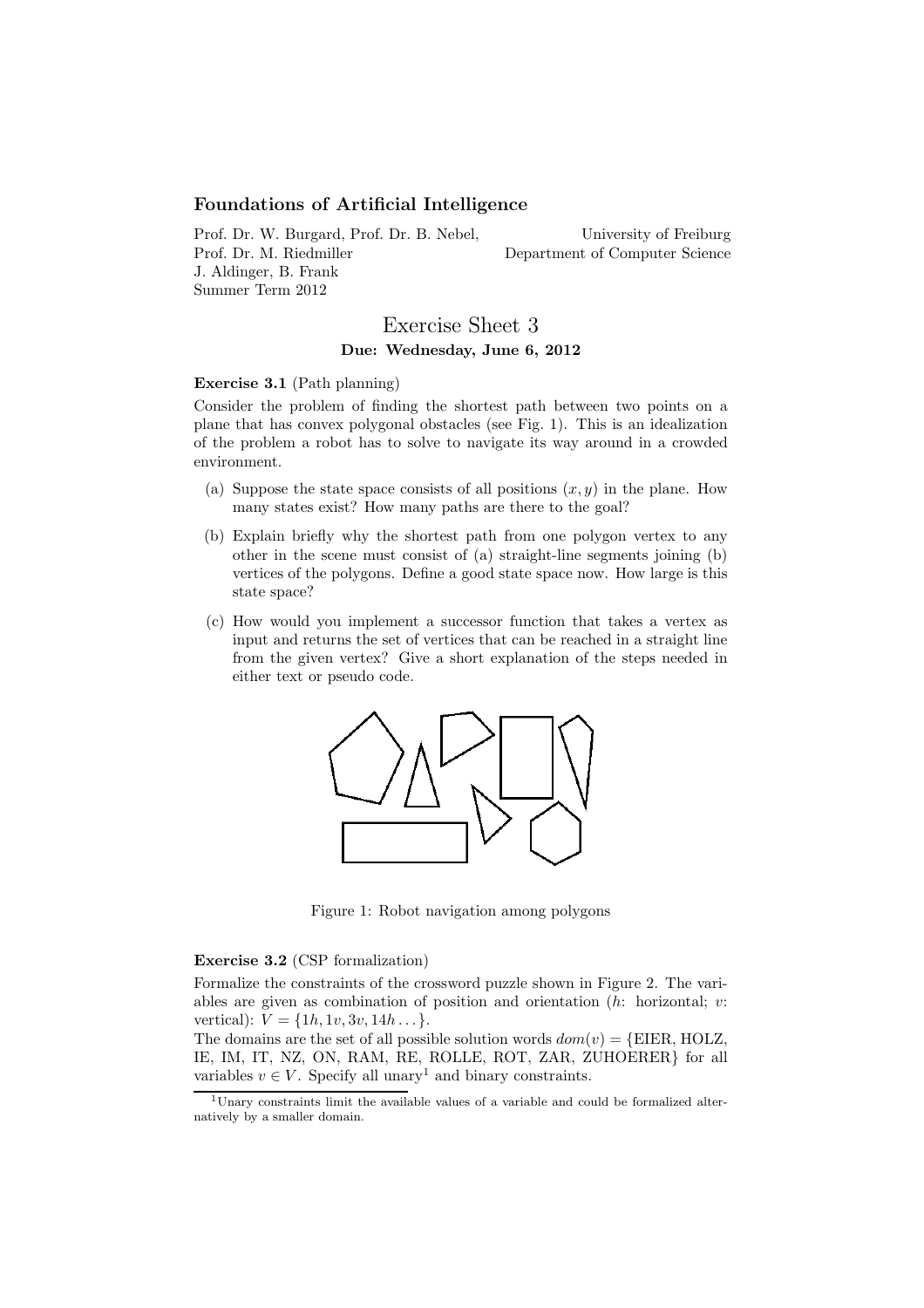**Foundations of Artificial Intelligence**

Prof. Dr. W. Burgard, Prof. Dr. B. Nebel, Prof. Dr. M. Riedmiller
J. Aldinger, B. Frank
Summer Term 2012

University of Freiburg
Department of Computer Science

# Exercise Sheet 3

**Due: Wednesday, June 6, 2012**

**Exercise 3.1** (Path planning)

Consider the problem of finding the shortest path between two points on a plane that has convex polygonal obstacles (see Fig. 1). This is an idealization of the problem a robot has to solve to navigate its way around in a crowded environment.

(a) Suppose the state space consists of all positions $(x, y)$ in the plane. How many states exist? How many paths are there to the goal?

(b) Explain briefly why the shortest path from one polygon vertex to any other in the scene must consist of (a) straight-line segments joining (b) vertices of the polygons. Define a good state space now. How large is this state space?

(c) How would you implement a successor function that takes a vertex as input and returns the set of vertices that can be reached in a straight line from the given vertex? Give a short explanation of the steps needed in either text or pseudo code.

Figure 1: Robot navigation among polygons

**Exercise 3.2** (CSP formalization)

Formalize the constraints of the crossword puzzle shown in Figure 2. The variables are given as combination of position and orientation ($h$: horizontal; $v$: vertical): $V = \{1h, 1v, 3v, 14h \ldots\}$.

The domains are the set of all possible solution words $dom(v) = \{$EIER, HOLZ, IE, IM, IT, NZ, ON, RAM, RE, ROLLE, ROT, ZAR, ZUHOERER$\}$ for all variables $v \in V$. Specify all unary[1] and binary constraints.

[1] Unary constraints limit the available values of a variable and could be formalized alternatively by a smaller domain.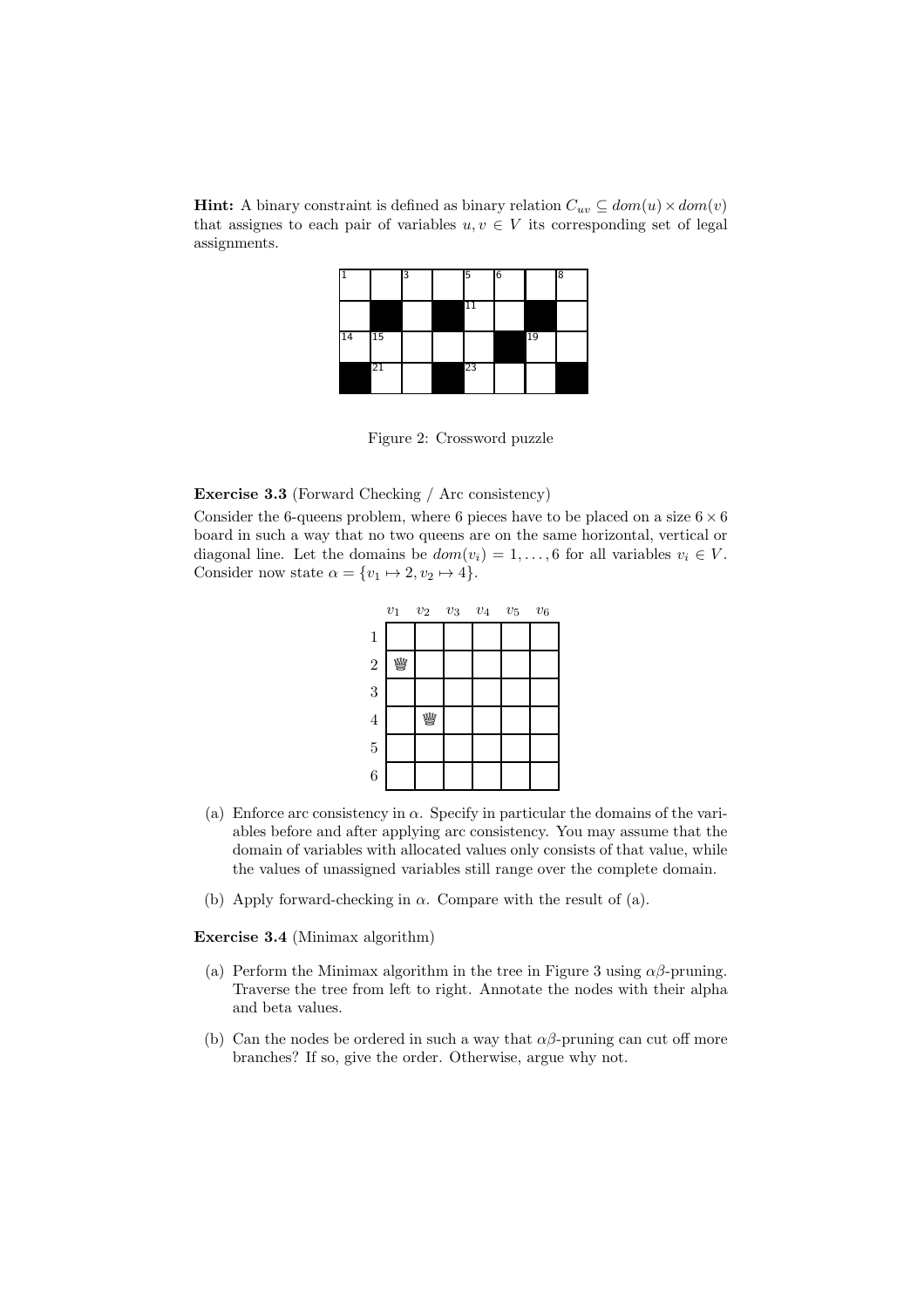**Hint:** A binary constraint is defined as binary relation $C_{uv} \subseteq dom(u) \times dom(v)$ that assignes to each pair of variables $u, v \in V$ its corresponding set of legal assignments.

Figure 2: Crossword puzzle

**Exercise 3.3** (Forward Checking / Arc consistency)

Consider the 6-queens problem, where 6 pieces have to be placed on a size $6 \times 6$ board in such a way that no two queens are on the same horizontal, vertical or diagonal line. Let the domains be $dom(v_i) = 1, \dots, 6$ for all variables $v_i \in V$. Consider now state $\alpha = \{v_1 \mapsto 2, v_2 \mapsto 4\}$.

| | $v_1$ | $v_2$ | $v_3$ | $v_4$ | $v_5$ | $v_6$ |
|---|---|---|---|---|---|---|
| 1 | | | | | | |
| 2 | ♛ | | | | | |
| 3 | | | | | | |
| 4 | | ♛ | | | | |
| 5 | | | | | | |
| 6 | | | | | | |

(a) Enforce arc consistency in $\alpha$. Specify in particular the domains of the variables before and after applying arc consistency. You may assume that the domain of variables with allocated values only consists of that value, while the values of unassigned variables still range over the complete domain.

(b) Apply forward-checking in $\alpha$. Compare with the result of (a).

**Exercise 3.4** (Minimax algorithm)

(a) Perform the Minimax algorithm in the tree in Figure 3 using $\alpha\beta$-pruning. Traverse the tree from left to right. Annotate the nodes with their alpha and beta values.

(b) Can the nodes be ordered in such a way that $\alpha\beta$-pruning can cut off more branches? If so, give the order. Otherwise, argue why not.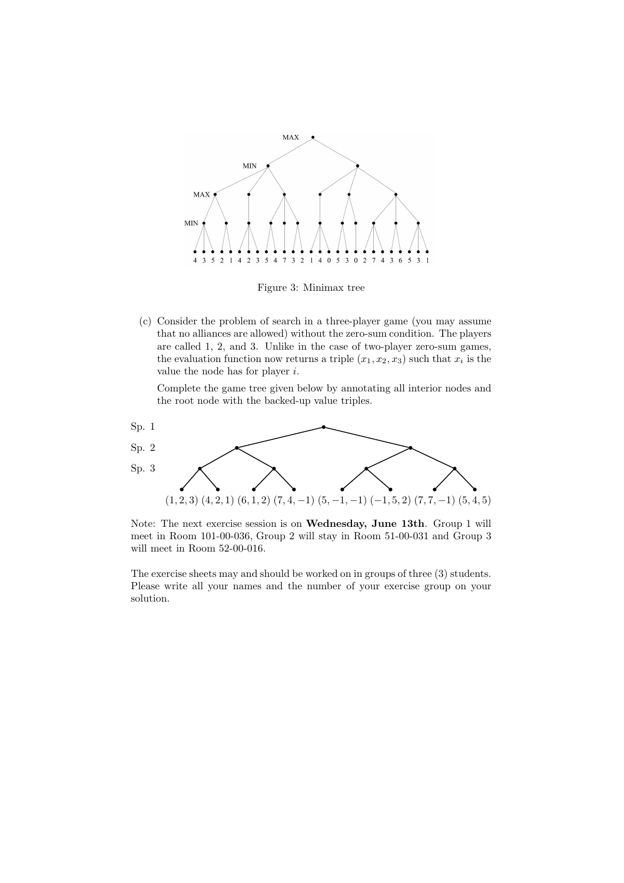MAX

MIN

MAX

MIN

4 3 5 2 1 4 2 3 5 4 7 3 2 1 4 0 5 3 0 2 7 4 3 6 5 3 1

Figure 3: Minimax tree

(c) Consider the problem of search in a three-player game (you may assume that no alliances are allowed) without the zero-sum condition. The players are called 1, 2, and 3. Unlike in the case of two-player zero-sum games, the evaluation function now returns a triple $(x_1, x_2, x_3)$ such that $x_i$ is the value the node has for player $i$.

Complete the game tree given below by annotating all interior nodes and the root node with the backed-up value triples.

Sp. 1

Sp. 2

Sp. 3

$(1,2,3)$ $(4,2,1)$ $(6,1,2)$ $(7,4,-1)$ $(5,-1,-1)$ $(-1,5,2)$ $(7,7,-1)$ $(5,4,5)$

Note: The next exercise session is on **Wednesday, June 13th**. Group 1 will meet in Room 101-00-036, Group 2 will stay in Room 51-00-031 and Group 3 will meet in Room 52-00-016.

The exercise sheets may and should be worked on in groups of three (3) students. Please write all your names and the number of your exercise group on your solution.